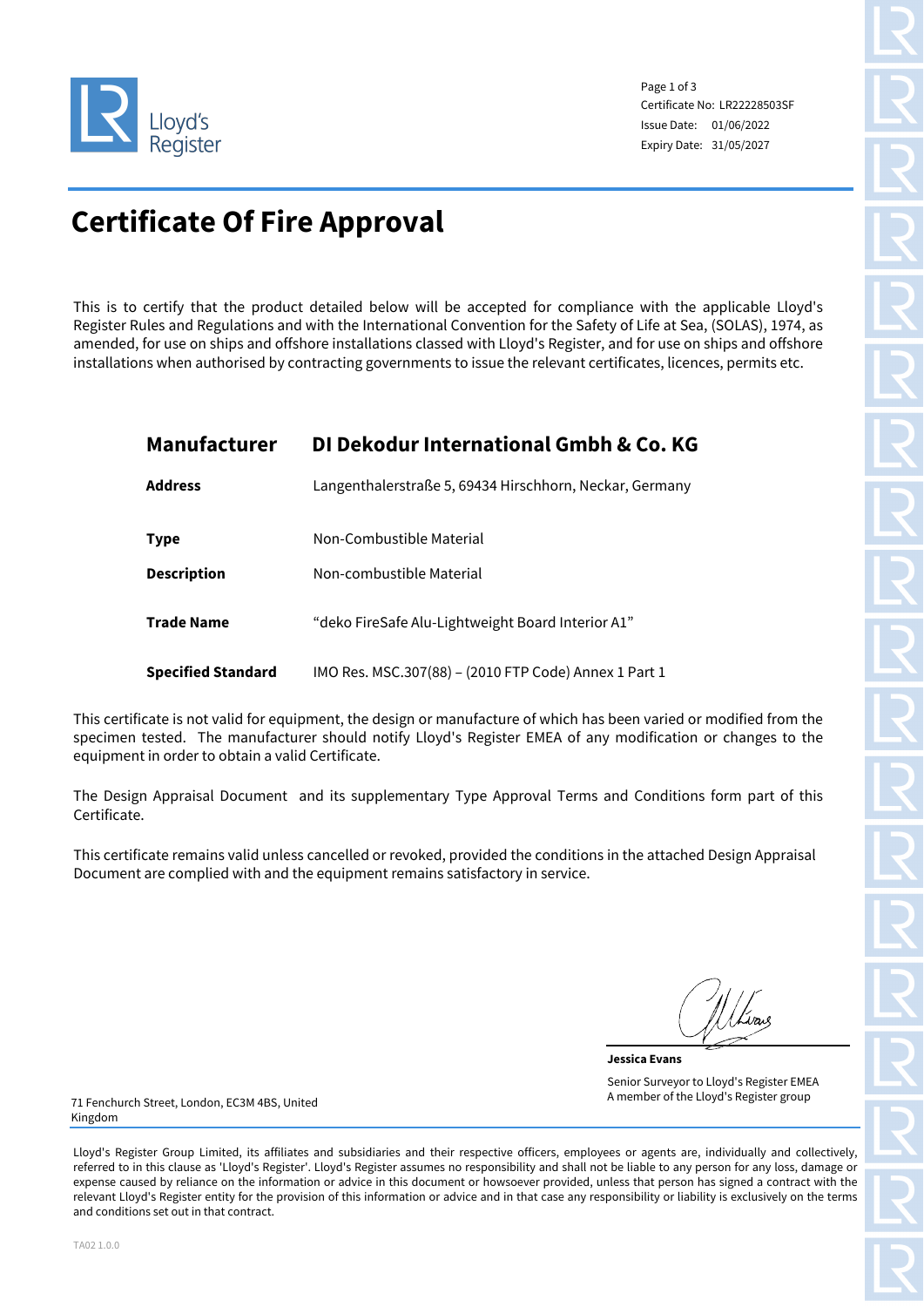Lloyd's Register

Certificate No: LR22228503SF
Issue Date: 01/06/2022
Expiry Date: 31/05/2027

# Certificate Of Fire Approval

This is to certify that the product detailed below will be accepted for compliance with the applicable Lloyd's Register Rules and Regulations and with the International Convention for the Safety of Life at Sea, (SOLAS), 1974, as amended, for use on ships and offshore installations classed with Lloyd's Register, and for use on ships and offshore installations when authorised by contracting governments to issue the relevant certificates, licences, permits etc.

| | |
|---|---|
| **Manufacturer** | **DI Dekodur International Gmbh & Co. KG** |
| **Address** | Langenthalerstraße 5, 69434 Hirschhorn, Neckar, Germany |
| **Type** | Non-Combustible Material |
| **Description** | Non-combustible Material |
| **Trade Name** | "deko FireSafe Alu-Lightweight Board Interior A1" |
| **Specified Standard** | IMO Res. MSC.307(88) – (2010 FTP Code) Annex 1 Part 1 |

This certificate is not valid for equipment, the design or manufacture of which has been varied or modified from the specimen tested. The manufacturer should notify Lloyd's Register EMEA of any modification or changes to the equipment in order to obtain a valid Certificate.

The Design Appraisal Document and its supplementary Type Approval Terms and Conditions form part of this Certificate.

This certificate remains valid unless cancelled or revoked, provided the conditions in the attached Design Appraisal Document are complied with and the equipment remains satisfactory in service.

**Jessica Evans**
Senior Surveyor to Lloyd's Register EMEA
A member of the Lloyd's Register group

71 Fenchurch Street, London, EC3M 4BS, United Kingdom

Lloyd's Register Group Limited, its affiliates and subsidiaries and their respective officers, employees or agents are, individually and collectively, referred to in this clause as 'Lloyd's Register'. Lloyd's Register assumes no responsibility and shall not be liable to any person for any loss, damage or expense caused by reliance on the information or advice in this document or howsoever provided, unless that person has signed a contract with the relevant Lloyd's Register entity for the provision of this information or advice and in that case any responsibility or liability is exclusively on the terms and conditions set out in that contract.

TA02 1.0.0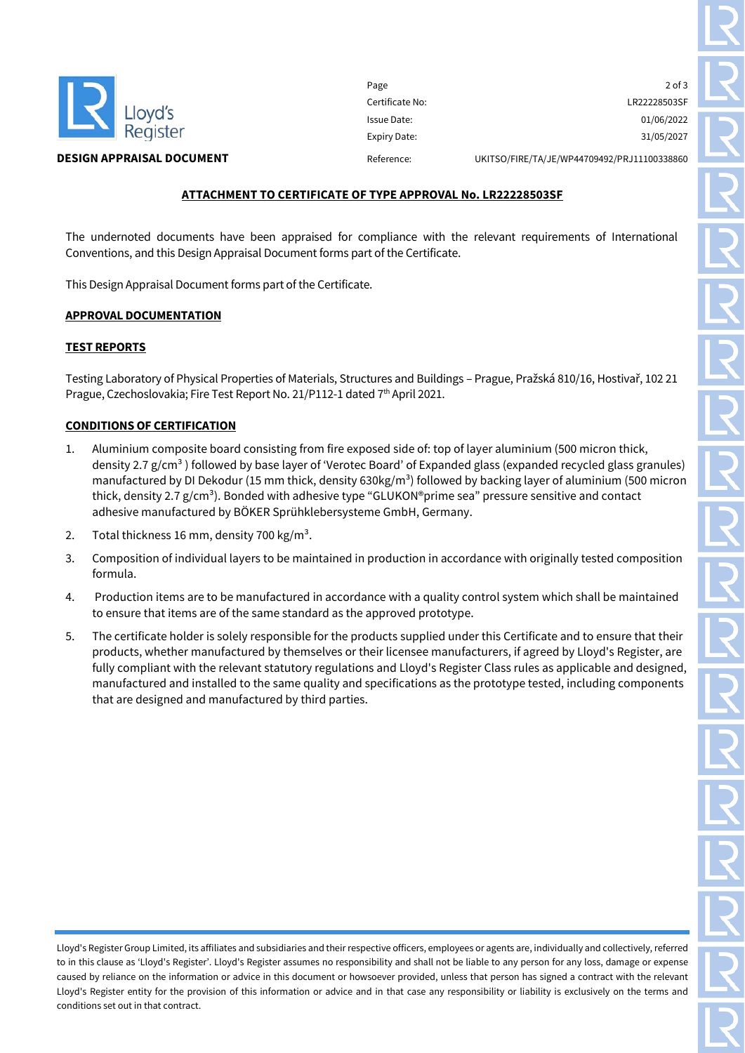**DESIGN APPRAISAL DOCUMENT**

| | |
|---|---|
| Certificate No: | LR22228503SF |
| Issue Date: | 01/06/2022 |
| Expiry Date: | 31/05/2027 |
| Reference: | UKITSO/FIRE/TA/JE/WP44709492/PRJ11100338860 |

**ATTACHMENT TO CERTIFICATE OF TYPE APPROVAL No. LR22228503SF**

The undernoted documents have been appraised for compliance with the relevant requirements of International Conventions, and this Design Appraisal Document forms part of the Certificate.

This Design Appraisal Document forms part of the Certificate.

**APPROVAL DOCUMENTATION**

**TEST REPORTS**

Testing Laboratory of Physical Properties of Materials, Structures and Buildings – Prague, Pražská 810/16, Hostivař, 102 21 Prague, Czechoslovakia; Fire Test Report No. 21/P112-1 dated 7th April 2021.

**CONDITIONS OF CERTIFICATION**

1. Aluminium composite board consisting from fire exposed side of: top of layer aluminium (500 micron thick, density 2.7 g/cm$^3$ ) followed by base layer of 'Verotec Board' of Expanded glass (expanded recycled glass granules) manufactured by DI Dekodur (15 mm thick, density 630kg/m$^3$) followed by backing layer of aluminium (500 micron thick, density 2.7 g/cm$^3$). Bonded with adhesive type "GLUKON®prime sea" pressure sensitive and contact adhesive manufactured by BÖKER Sprühklebersysteme GmbH, Germany.
2. Total thickness 16 mm, density 700 kg/m$^3$.
3. Composition of individual layers to be maintained in production in accordance with originally tested composition formula.
4. Production items are to be manufactured in accordance with a quality control system which shall be maintained to ensure that items are of the same standard as the approved prototype.
5. The certificate holder is solely responsible for the products supplied under this Certificate and to ensure that their products, whether manufactured by themselves or their licensee manufacturers, if agreed by Lloyd's Register, are fully compliant with the relevant statutory regulations and Lloyd's Register Class rules as applicable and designed, manufactured and installed to the same quality and specifications as the prototype tested, including components that are designed and manufactured by third parties.

Lloyd's Register Group Limited, its affiliates and subsidiaries and their respective officers, employees or agents are, individually and collectively, referred to in this clause as 'Lloyd's Register'. Lloyd's Register assumes no responsibility and shall not be liable to any person for any loss, damage or expense caused by reliance on the information or advice in this document or howsoever provided, unless that person has signed a contract with the relevant Lloyd's Register entity for the provision of this information or advice and in that case any responsibility or liability is exclusively on the terms and conditions set out in that contract.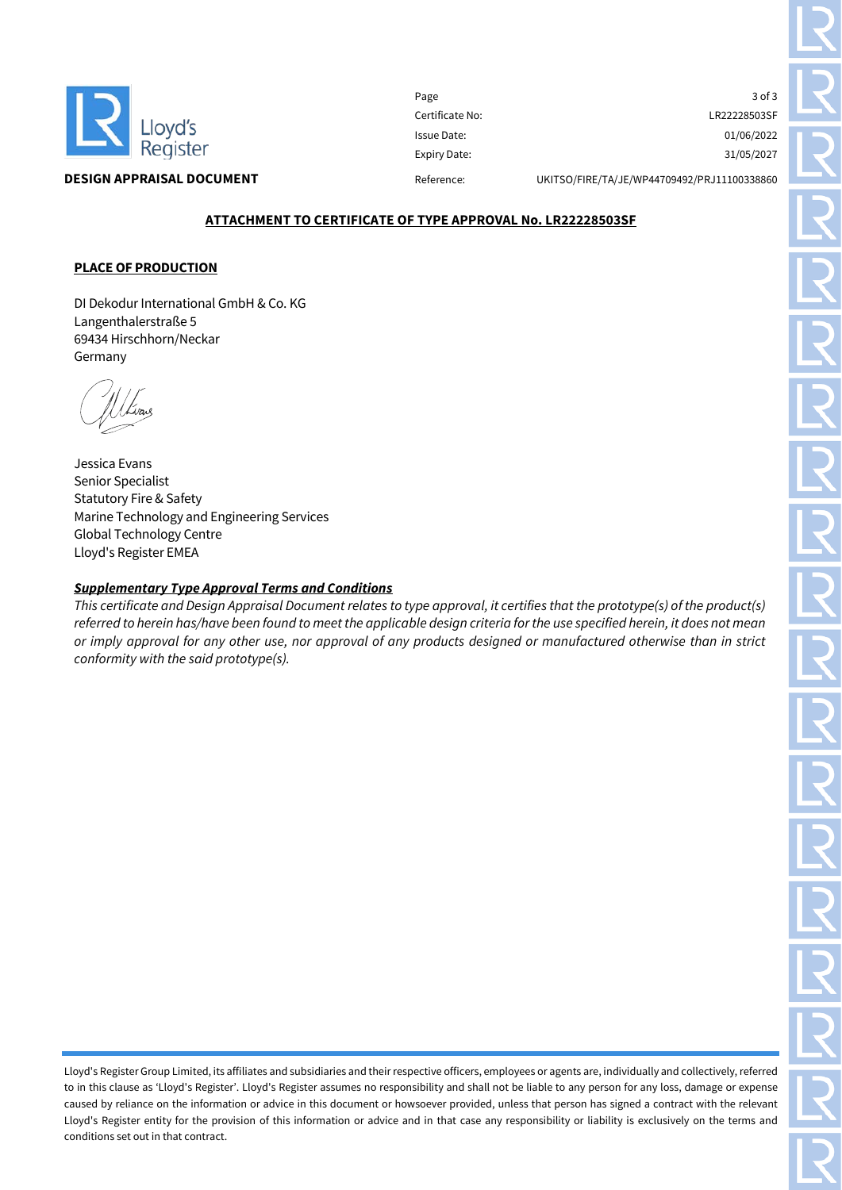**DESIGN APPRAISAL DOCUMENT**

| | |
|---|---|
| Certificate No: | LR22228503SF |
| Issue Date: | 01/06/2022 |
| Expiry Date: | 31/05/2027 |
| Reference: | UKITSO/FIRE/TA/JE/WP44709492/PRJ11100338860 |

## ATTACHMENT TO CERTIFICATE OF TYPE APPROVAL No. LR22228503SF

### PLACE OF PRODUCTION

DI Dekodur International GmbH & Co. KG
Langenthalerstraße 5
69434 Hirschhorn/Neckar
Germany

Jessica Evans
Senior Specialist
Statutory Fire & Safety
Marine Technology and Engineering Services
Global Technology Centre
Lloyd's Register EMEA

### *Supplementary Type Approval Terms and Conditions*

*This certificate and Design Appraisal Document relates to type approval, it certifies that the prototype(s) of the product(s) referred to herein has/have been found to meet the applicable design criteria for the use specified herein, it does not mean or imply approval for any other use, nor approval of any products designed or manufactured otherwise than in strict conformity with the said prototype(s).*

Lloyd's Register Group Limited, its affiliates and subsidiaries and their respective officers, employees or agents are, individually and collectively, referred to in this clause as 'Lloyd's Register'. Lloyd's Register assumes no responsibility and shall not be liable to any person for any loss, damage or expense caused by reliance on the information or advice in this document or howsoever provided, unless that person has signed a contract with the relevant Lloyd's Register entity for the provision of this information or advice and in that case any responsibility or liability is exclusively on the terms and conditions set out in that contract.